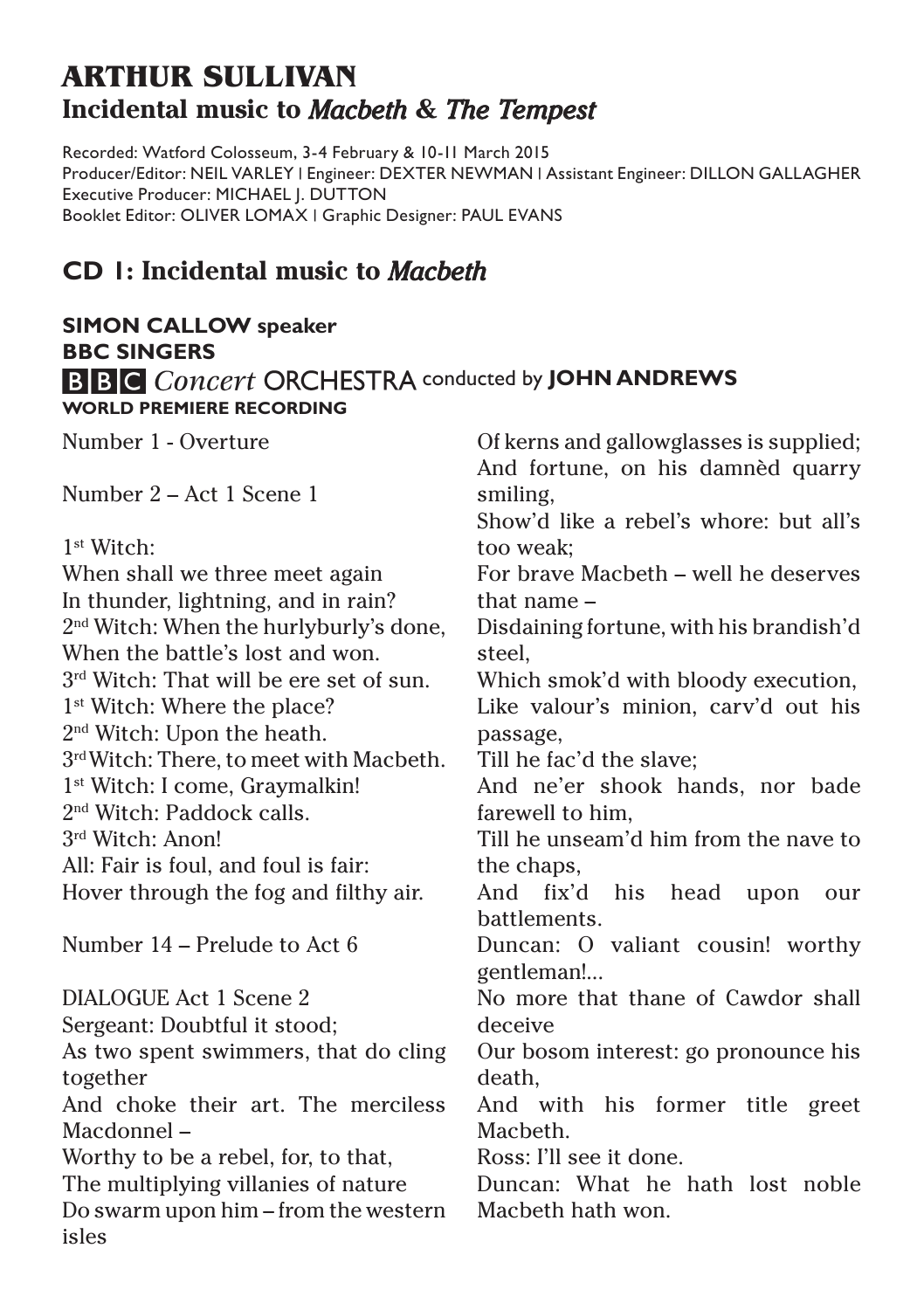# ARTHUR SULLIVAN
## Incidental music to *Macbeth* & *The Tempest*

Recorded: Watford Colosseum, 3-4 February & 10-11 March 2015
Producer/Editor: NEIL VARLEY | Engineer: DEXTER NEWMAN | Assistant Engineer: DILLON GALLAGHER
Executive Producer: MICHAEL J. DUTTON
Booklet Editor: OLIVER LOMAX | Graphic Designer: PAUL EVANS

## CD 1: Incidental music to *Macbeth*

**SIMON CALLOW speaker**
**BBC SINGERS**
**BBC** *Concert* ORCHESTRA conducted by **JOHN ANDREWS**
**WORLD PREMIERE RECORDING**

Number 1 - Overture

Number 2 – Act 1 Scene 1

1st Witch:
When shall we three meet again
In thunder, lightning, and in rain?
2nd Witch: When the hurlyburly's done,
When the battle's lost and won.
3rd Witch: That will be ere set of sun.
1st Witch: Where the place?
2nd Witch: Upon the heath.
3rd Witch: There, to meet with Macbeth.
1st Witch: I come, Graymalkin!
2nd Witch: Paddock calls.
3rd Witch: Anon!
All: Fair is foul, and foul is fair:
Hover through the fog and filthy air.

Number 14 – Prelude to Act 6

DIALOGUE Act 1 Scene 2
Sergeant: Doubtful it stood;
As two spent swimmers, that do cling together
And choke their art. The merciless Macdonnel –
Worthy to be a rebel, for, to that,
The multiplying villanies of nature
Do swarm upon him – from the western isles
Of kerns and gallowglasses is supplied;
And fortune, on his damnèd quarry smiling,
Show'd like a rebel's whore: but all's too weak;
For brave Macbeth – well he deserves that name –
Disdaining fortune, with his brandish'd steel,
Which smok'd with bloody execution,
Like valour's minion, carv'd out his passage,
Till he fac'd the slave;
And ne'er shook hands, nor bade farewell to him,
Till he unseam'd him from the nave to the chaps,
And fix'd his head upon our battlements.
Duncan: O valiant cousin! worthy gentleman!...
No more that thane of Cawdor shall deceive
Our bosom interest: go pronounce his death,
And with his former title greet Macbeth.
Ross: I'll see it done.
Duncan: What he hath lost noble Macbeth hath won.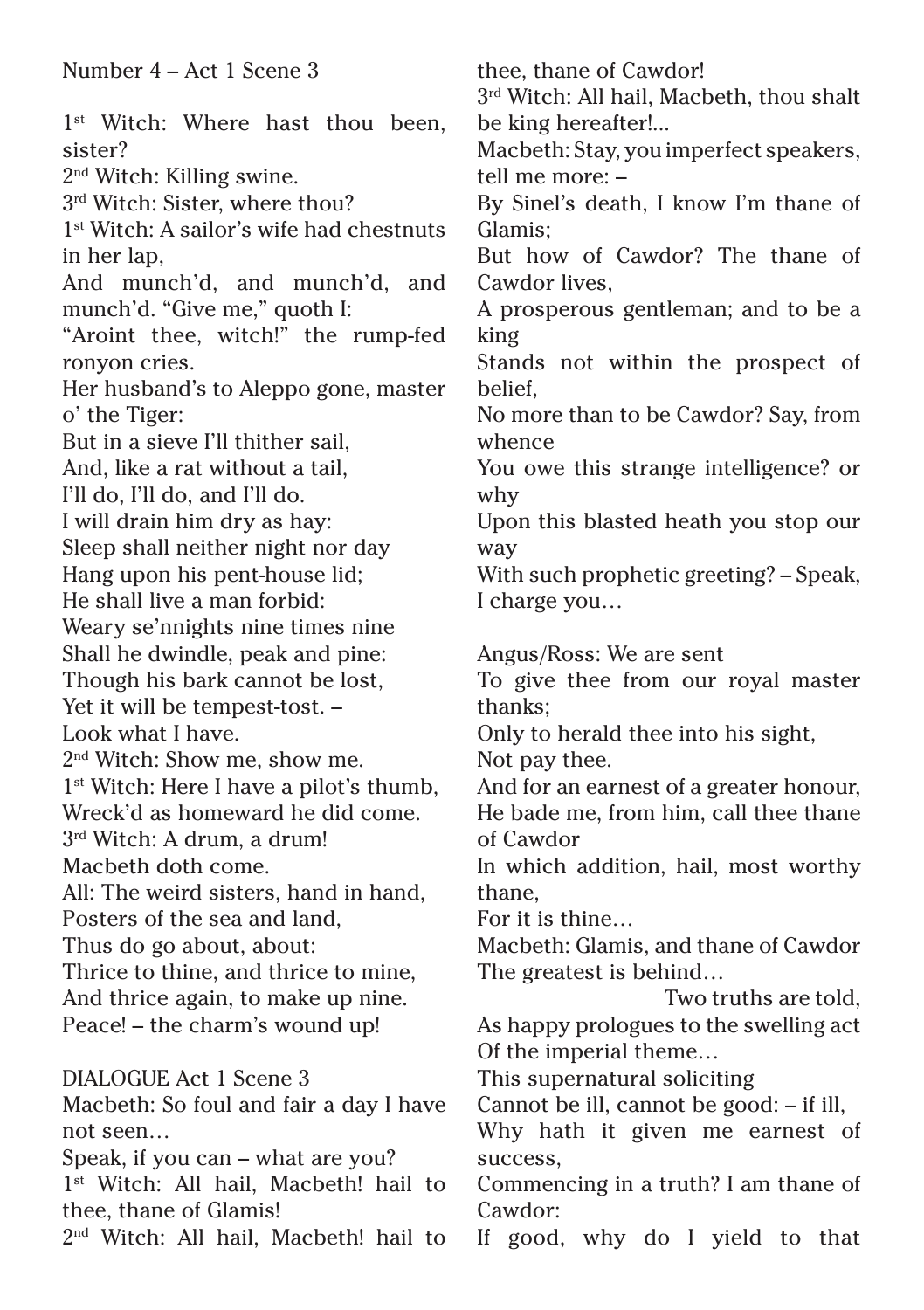Number 4 – Act 1 Scene 3

1st Witch: Where hast thou been, sister?
2nd Witch: Killing swine.
3rd Witch: Sister, where thou?
1st Witch: A sailor's wife had chestnuts in her lap,
And munch'd, and munch'd, and munch'd. "Give me," quoth I:
"Aroint thee, witch!" the rump-fed ronyon cries.
Her husband's to Aleppo gone, master o' the Tiger:
But in a sieve I'll thither sail,
And, like a rat without a tail,
I'll do, I'll do, and I'll do.
I will drain him dry as hay:
Sleep shall neither night nor day
Hang upon his pent-house lid;
He shall live a man forbid:
Weary se'nnights nine times nine
Shall he dwindle, peak and pine:
Though his bark cannot be lost,
Yet it will be tempest-tost. –
Look what I have.
2nd Witch: Show me, show me.
1st Witch: Here I have a pilot's thumb,
Wreck'd as homeward he did come.
3rd Witch: A drum, a drum!
Macbeth doth come.
All: The weird sisters, hand in hand,
Posters of the sea and land,
Thus do go about, about:
Thrice to thine, and thrice to mine,
And thrice again, to make up nine.
Peace! – the charm's wound up!

DIALOGUE Act 1 Scene 3
Macbeth: So foul and fair a day I have not seen…
Speak, if you can – what are you?
1st Witch: All hail, Macbeth! hail to thee, thane of Glamis!
2nd Witch: All hail, Macbeth! hail to thee, thane of Cawdor!
3rd Witch: All hail, Macbeth, thou shalt be king hereafter!...
Macbeth: Stay, you imperfect speakers, tell me more: –
By Sinel's death, I know I'm thane of Glamis;
But how of Cawdor? The thane of Cawdor lives,
A prosperous gentleman; and to be a king
Stands not within the prospect of belief,
No more than to be Cawdor? Say, from whence
You owe this strange intelligence? or why
Upon this blasted heath you stop our way
With such prophetic greeting? – Speak, I charge you…

Angus/Ross: We are sent
To give thee from our royal master thanks;
Only to herald thee into his sight,
Not pay thee.
And for an earnest of a greater honour,
He bade me, from him, call thee thane of Cawdor
In which addition, hail, most worthy thane,
For it is thine…
Macbeth: Glamis, and thane of Cawdor
The greatest is behind…
Two truths are told,
As happy prologues to the swelling act
Of the imperial theme…
This supernatural soliciting
Cannot be ill, cannot be good: – if ill,
Why hath it given me earnest of success,
Commencing in a truth? I am thane of Cawdor:
If good, why do I yield to that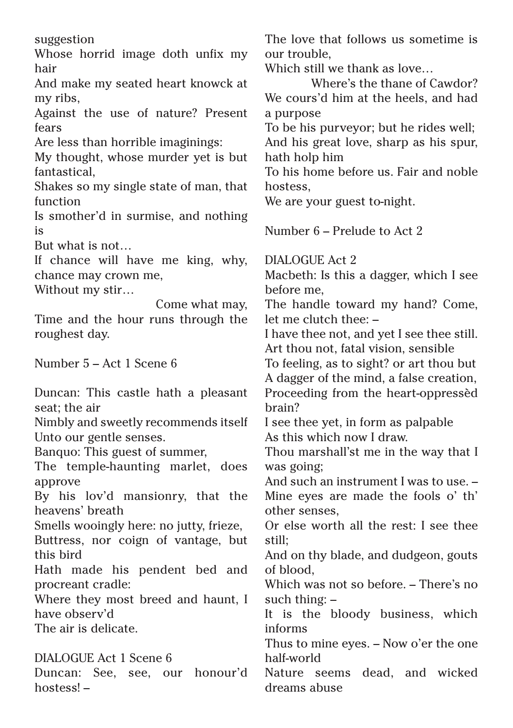suggestion
Whose horrid image doth unfix my hair
And make my seated heart knowck at my ribs,
Against the use of nature? Present fears
Are less than horrible imaginings:
My thought, whose murder yet is but fantastical,
Shakes so my single state of man, that function
Is smother'd in surmise, and nothing is
But what is not…
If chance will have me king, why, chance may crown me,
Without my stir…
                    Come what may,
Time and the hour runs through the roughest day.

Number 5 – Act 1 Scene 6

Duncan: This castle hath a pleasant seat; the air
Nimbly and sweetly recommends itself
Unto our gentle senses.
Banquo: This guest of summer,
The temple-haunting marlet, does approve
By his lov'd mansionry, that the heavens' breath
Smells wooingly here: no jutty, frieze,
Buttress, nor coign of vantage, but this bird
Hath made his pendent bed and procreant cradle:
Where they most breed and haunt, I have observ'd
The air is delicate.

DIALOGUE Act 1 Scene 6
Duncan: See, see, our honour'd hostess! –
The love that follows us sometime is our trouble,
Which still we thank as love…
          Where's the thane of Cawdor?
We cours'd him at the heels, and had a purpose
To be his purveyor; but he rides well;
And his great love, sharp as his spur, hath holp him
To his home before us. Fair and noble hostess,
We are your guest to-night.

Number 6 – Prelude to Act 2

DIALOGUE Act 2
Macbeth: Is this a dagger, which I see before me,
The handle toward my hand? Come, let me clutch thee: –
I have thee not, and yet I see thee still.
Art thou not, fatal vision, sensible
To feeling, as to sight? or art thou but
A dagger of the mind, a false creation,
Proceeding from the heart-oppressèd brain?
I see thee yet, in form as palpable
As this which now I draw.
Thou marshall'st me in the way that I was going;
And such an instrument I was to use. –
Mine eyes are made the fools o' th' other senses,
Or else worth all the rest: I see thee still;
And on thy blade, and dudgeon, gouts of blood,
Which was not so before. – There's no such thing: –
It is the bloody business, which informs
Thus to mine eyes. – Now o'er the one half-world
Nature seems dead, and wicked dreams abuse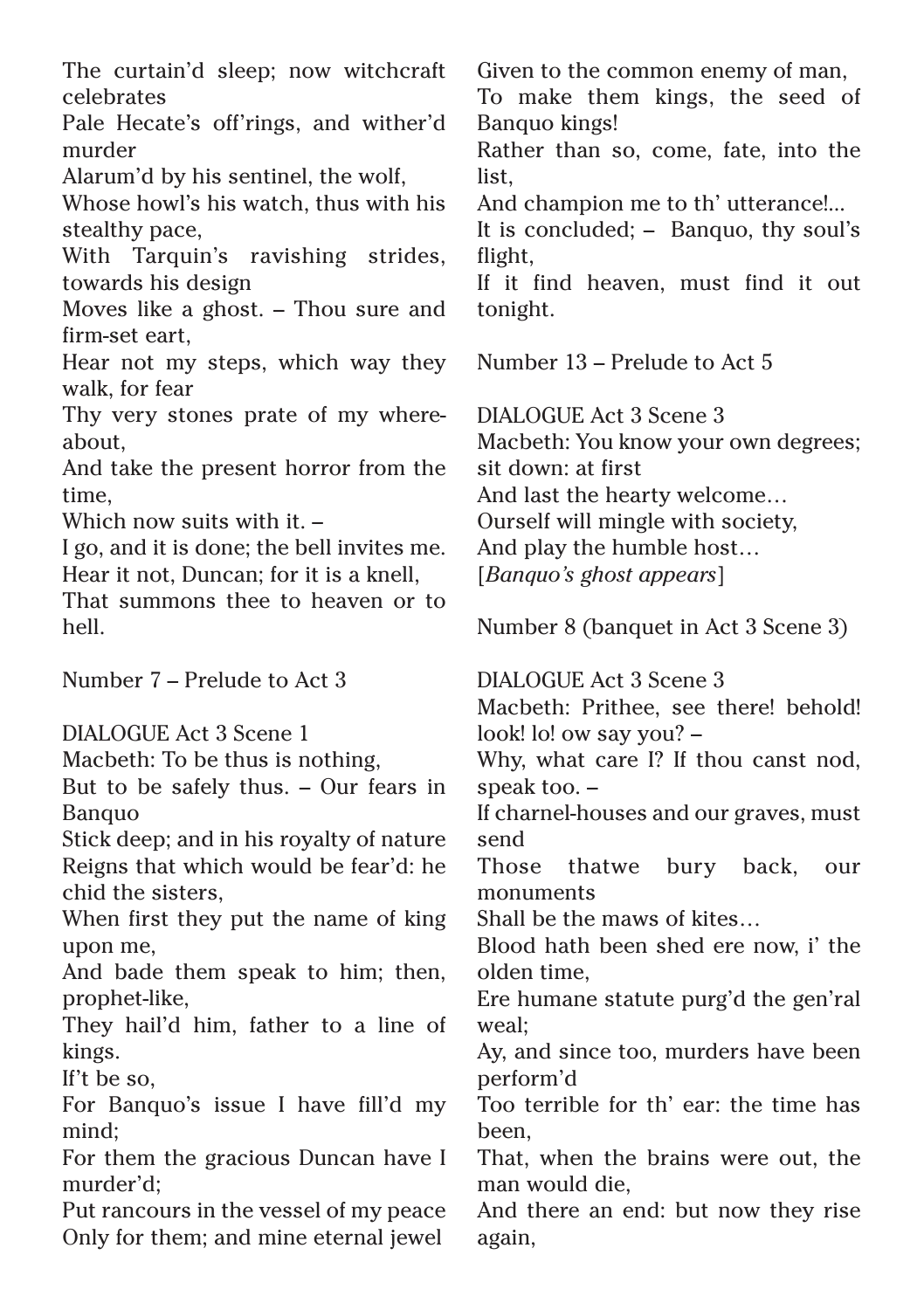The curtain'd sleep; now witchcraft celebrates
Pale Hecate's off'rings, and wither'd murder
Alarum'd by his sentinel, the wolf,
Whose howl's his watch, thus with his stealthy pace,
With Tarquin's ravishing strides, towards his design
Moves like a ghost. – Thou sure and firm-set eart,
Hear not my steps, which way they walk, for fear
Thy very stones prate of my where-about,
And take the present horror from the time,
Which now suits with it. –
I go, and it is done; the bell invites me.
Hear it not, Duncan; for it is a knell,
That summons thee to heaven or to hell.

Number 7 – Prelude to Act 3

DIALOGUE Act 3 Scene 1
Macbeth: To be thus is nothing,
But to be safely thus. – Our fears in Banquo
Stick deep; and in his royalty of nature
Reigns that which would be fear'd: he chid the sisters,
When first they put the name of king upon me,
And bade them speak to him; then, prophet-like,
They hail'd him, father to a line of kings.
If't be so,
For Banquo's issue I have fill'd my mind;
For them the gracious Duncan have I murder'd;
Put rancours in the vessel of my peace
Only for them; and mine eternal jewel
Given to the common enemy of man,
To make them kings, the seed of Banquo kings!
Rather than so, come, fate, into the list,
And champion me to th' utterance!...
It is concluded; – Banquo, thy soul's flight,
If it find heaven, must find it out tonight.

Number 13 – Prelude to Act 5

DIALOGUE Act 3 Scene 3
Macbeth: You know your own degrees; sit down: at first
And last the hearty welcome…
Ourself will mingle with society,
And play the humble host…
[*Banquo's ghost appears*]

Number 8 (banquet in Act 3 Scene 3)

DIALOGUE Act 3 Scene 3
Macbeth: Prithee, see there! behold! look! lo! ow say you? –
Why, what care I? If thou canst nod, speak too. –
If charnel-houses and our graves, must send
Those thatwe bury back, our monuments
Shall be the maws of kites…
Blood hath been shed ere now, i' the olden time,
Ere humane statute purg'd the gen'ral weal;
Ay, and since too, murders have been perform'd
Too terrible for th' ear: the time has been,
That, when the brains were out, the man would die,
And there an end: but now they rise again,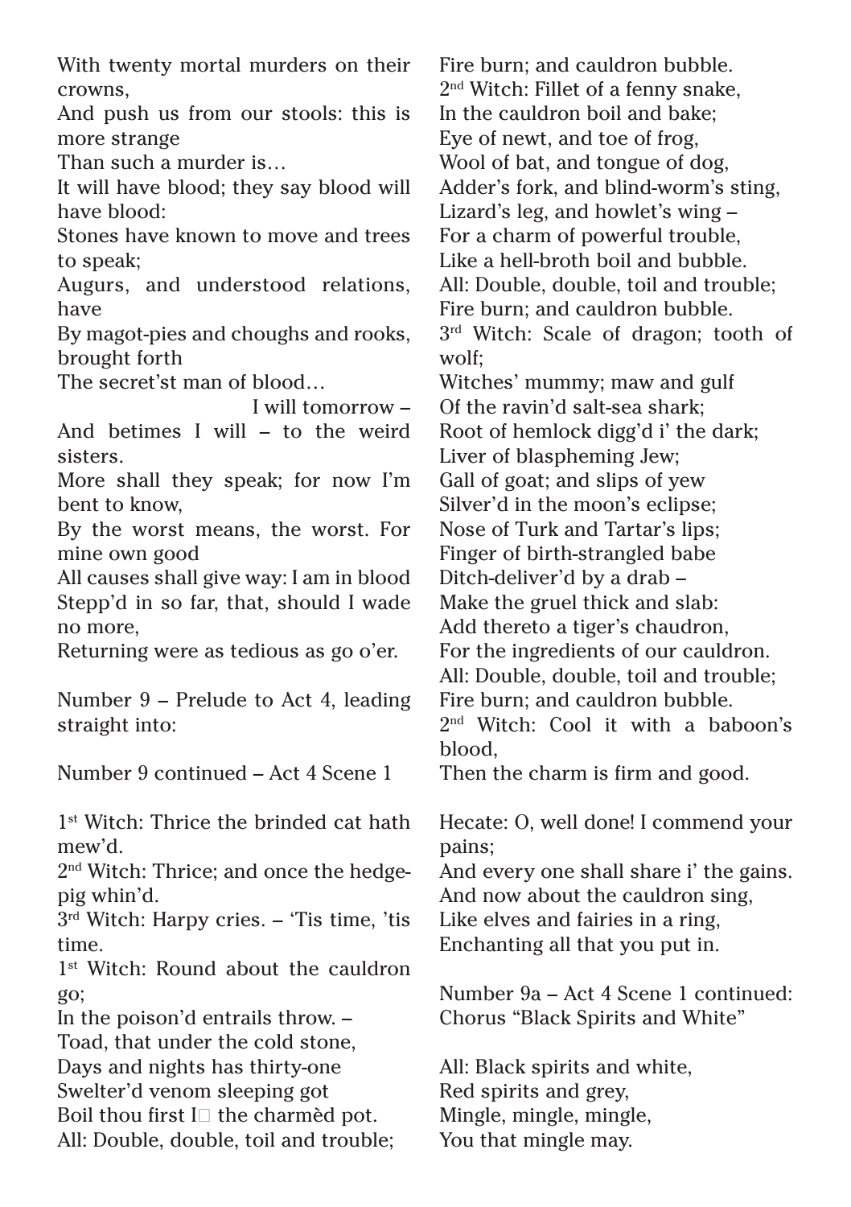With twenty mortal murders on their crowns,
And push us from our stools: this is more strange
Than such a murder is…
It will have blood; they say blood will have blood:
Stones have known to move and trees to speak;
Augurs, and understood relations, have
By magot-pies and choughs and rooks, brought forth
The secret'st man of blood…
I will tomorrow –
And betimes I will – to the weird sisters.
More shall they speak; for now I'm bent to know,
By the worst means, the worst. For mine own good
All causes shall give way: I am in blood
Stepp'd in so far, that, should I wade no more,
Returning were as tedious as go o'er.

Number 9 – Prelude to Act 4, leading straight into:

Number 9 continued – Act 4 Scene 1

1st Witch: Thrice the brinded cat hath mew'd.
2nd Witch: Thrice; and once the hedge-pig whin'd.
3rd Witch: Harpy cries. – 'Tis time, 'tis time.
1st Witch: Round about the cauldron go;
In the poison'd entrails throw. –
Toad, that under the cold stone,
Days and nights has thirty-one
Swelter'd venom sleeping got
Boil thou first I' the charmèd pot.
All: Double, double, toil and trouble;
Fire burn; and cauldron bubble.
2nd Witch: Fillet of a fenny snake,
In the cauldron boil and bake;
Eye of newt, and toe of frog,
Wool of bat, and tongue of dog,
Adder's fork, and blind-worm's sting,
Lizard's leg, and howlet's wing –
For a charm of powerful trouble,
Like a hell-broth boil and bubble.
All: Double, double, toil and trouble;
Fire burn; and cauldron bubble.
3rd Witch: Scale of dragon; tooth of wolf;
Witches' mummy; maw and gulf
Of the ravin'd salt-sea shark;
Root of hemlock digg'd i' the dark;
Liver of blaspheming Jew;
Gall of goat; and slips of yew
Silver'd in the moon's eclipse;
Nose of Turk and Tartar's lips;
Finger of birth-strangled babe
Ditch-deliver'd by a drab –
Make the gruel thick and slab:
Add thereto a tiger's chaudron,
For the ingredients of our cauldron.
All: Double, double, toil and trouble;
Fire burn; and cauldron bubble.
2nd Witch: Cool it with a baboon's blood,
Then the charm is firm and good.

Hecate: O, well done! I commend your pains;
And every one shall share i' the gains.
And now about the cauldron sing,
Like elves and fairies in a ring,
Enchanting all that you put in.

Number 9a – Act 4 Scene 1 continued: Chorus "Black Spirits and White"

All: Black spirits and white,
Red spirits and grey,
Mingle, mingle, mingle,
You that mingle may.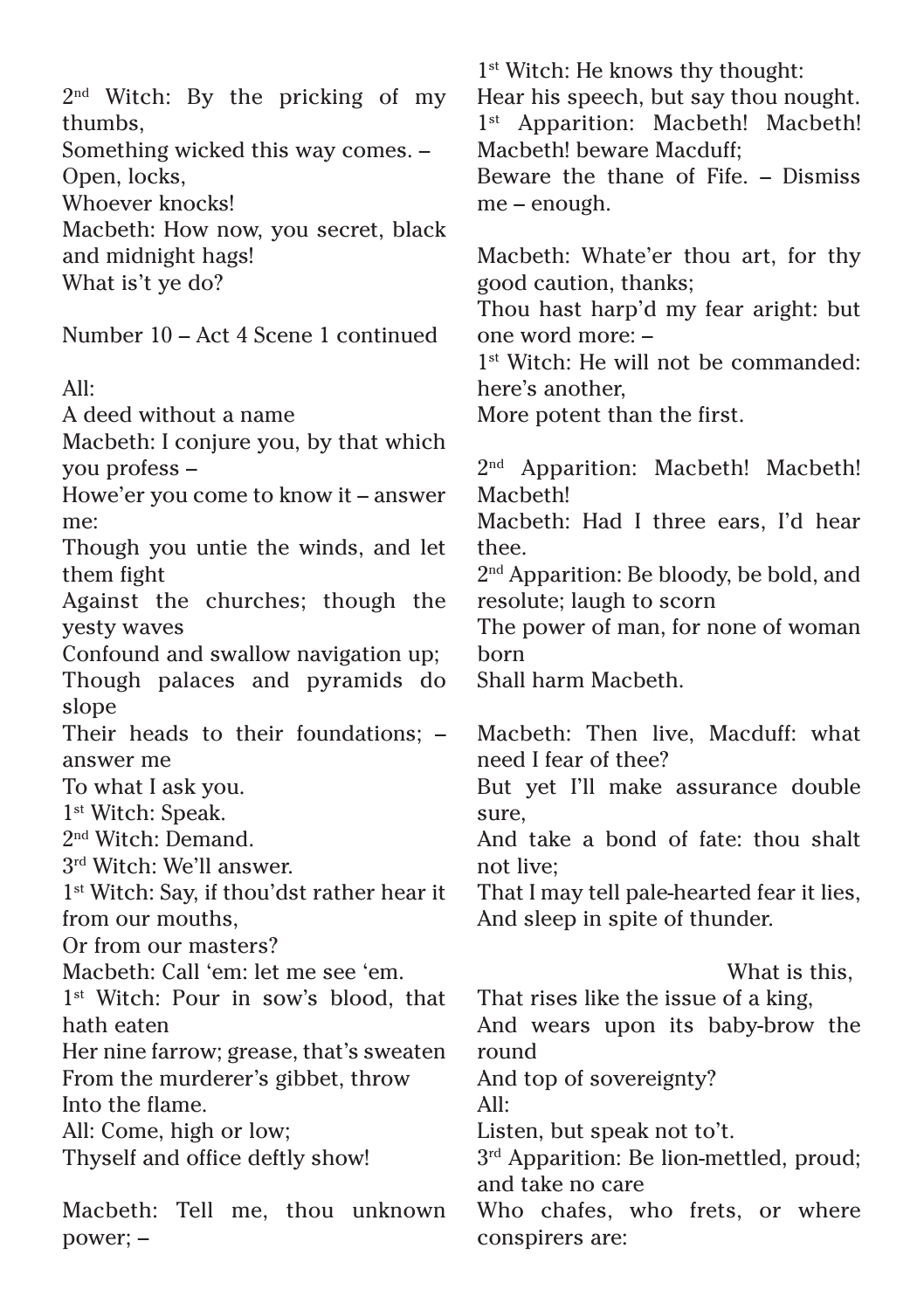2nd Witch: By the pricking of my thumbs,
Something wicked this way comes. –
Open, locks,
Whoever knocks!
Macbeth: How now, you secret, black and midnight hags!
What is't ye do?

Number 10 – Act 4 Scene 1 continued

All:
A deed without a name
Macbeth: I conjure you, by that which you profess –
Howe'er you come to know it – answer me:
Though you untie the winds, and let them fight
Against the churches; though the yesty waves
Confound and swallow navigation up;
Though palaces and pyramids do slope
Their heads to their foundations; – answer me
To what I ask you.
1st Witch: Speak.
2nd Witch: Demand.
3rd Witch: We'll answer.
1st Witch: Say, if thou'dst rather hear it from our mouths,
Or from our masters?
Macbeth: Call 'em: let me see 'em.
1st Witch: Pour in sow's blood, that hath eaten
Her nine farrow; grease, that's sweaten
From the murderer's gibbet, throw
Into the flame.
All: Come, high or low;
Thyself and office deftly show!

Macbeth: Tell me, thou unknown power; –
1st Witch: He knows thy thought:
Hear his speech, but say thou nought.
1st Apparition: Macbeth! Macbeth! Macbeth! beware Macduff;
Beware the thane of Fife. – Dismiss me – enough.

Macbeth: Whate'er thou art, for thy good caution, thanks;
Thou hast harp'd my fear aright: but one word more: –
1st Witch: He will not be commanded: here's another,
More potent than the first.

2nd Apparition: Macbeth! Macbeth! Macbeth!
Macbeth: Had I three ears, I'd hear thee.
2nd Apparition: Be bloody, be bold, and resolute; laugh to scorn
The power of man, for none of woman born
Shall harm Macbeth.

Macbeth: Then live, Macduff: what need I fear of thee?
But yet I'll make assurance double sure,
And take a bond of fate: thou shalt not live;
That I may tell pale-hearted fear it lies,
And sleep in spite of thunder.

What is this,
That rises like the issue of a king,
And wears upon its baby-brow the round
And top of sovereignty?
All:
Listen, but speak not to't.
3rd Apparition: Be lion-mettled, proud; and take no care
Who chafes, who frets, or where conspirers are: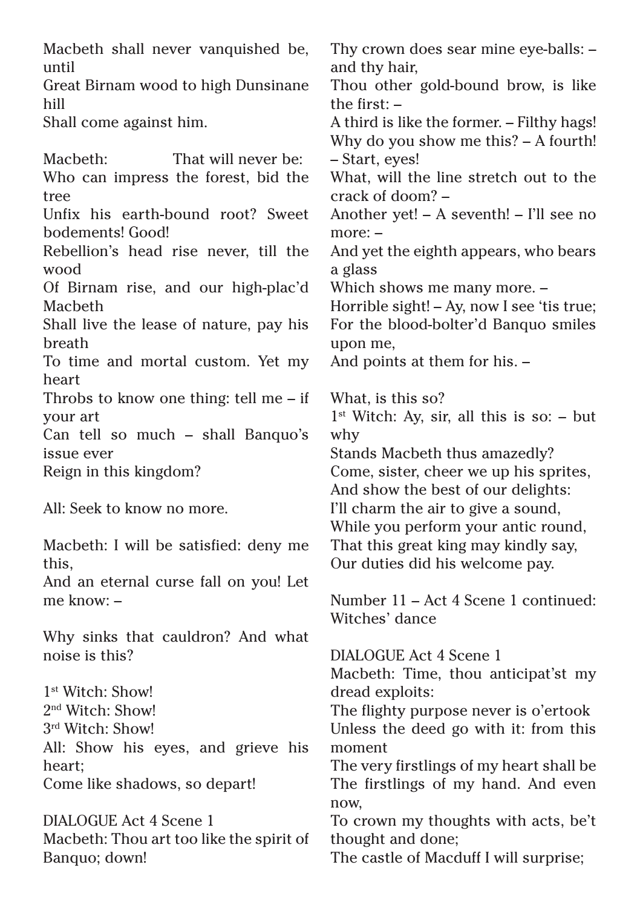Macbeth shall never vanquished be, until
Great Birnam wood to high Dunsinane hill
Shall come against him.

Macbeth: That will never be:
Who can impress the forest, bid the tree
Unfix his earth-bound root? Sweet bodements! Good!
Rebellion's head rise never, till the wood
Of Birnam rise, and our high-plac'd Macbeth
Shall live the lease of nature, pay his breath
To time and mortal custom. Yet my heart
Throbs to know one thing: tell me – if your art
Can tell so much – shall Banquo's issue ever
Reign in this kingdom?

All: Seek to know no more.

Macbeth: I will be satisfied: deny me this,
And an eternal curse fall on you! Let me know: –

Why sinks that cauldron? And what noise is this?

1st Witch: Show!
2nd Witch: Show!
3rd Witch: Show!
All: Show his eyes, and grieve his heart;
Come like shadows, so depart!

DIALOGUE Act 4 Scene 1
Macbeth: Thou art too like the spirit of Banquo; down!
Thy crown does sear mine eye-balls: – and thy hair,
Thou other gold-bound brow, is like the first: –
A third is like the former. – Filthy hags!
Why do you show me this? – A fourth! – Start, eyes!
What, will the line stretch out to the crack of doom? –
Another yet! – A seventh! – I'll see no more: –
And yet the eighth appears, who bears a glass
Which shows me many more. –
Horrible sight! – Ay, now I see 'tis true;
For the blood-bolter'd Banquo smiles upon me,
And points at them for his. –

What, is this so?
1st Witch: Ay, sir, all this is so: – but why
Stands Macbeth thus amazedly?
Come, sister, cheer we up his sprites,
And show the best of our delights:
I'll charm the air to give a sound,
While you perform your antic round,
That this great king may kindly say,
Our duties did his welcome pay.

Number 11 – Act 4 Scene 1 continued: Witches' dance

DIALOGUE Act 4 Scene 1
Macbeth: Time, thou anticipat'st my dread exploits:
The flighty purpose never is o'ertook
Unless the deed go with it: from this moment
The very firstlings of my heart shall be
The firstlings of my hand. And even now,
To crown my thoughts with acts, be't thought and done;
The castle of Macduff I will surprise;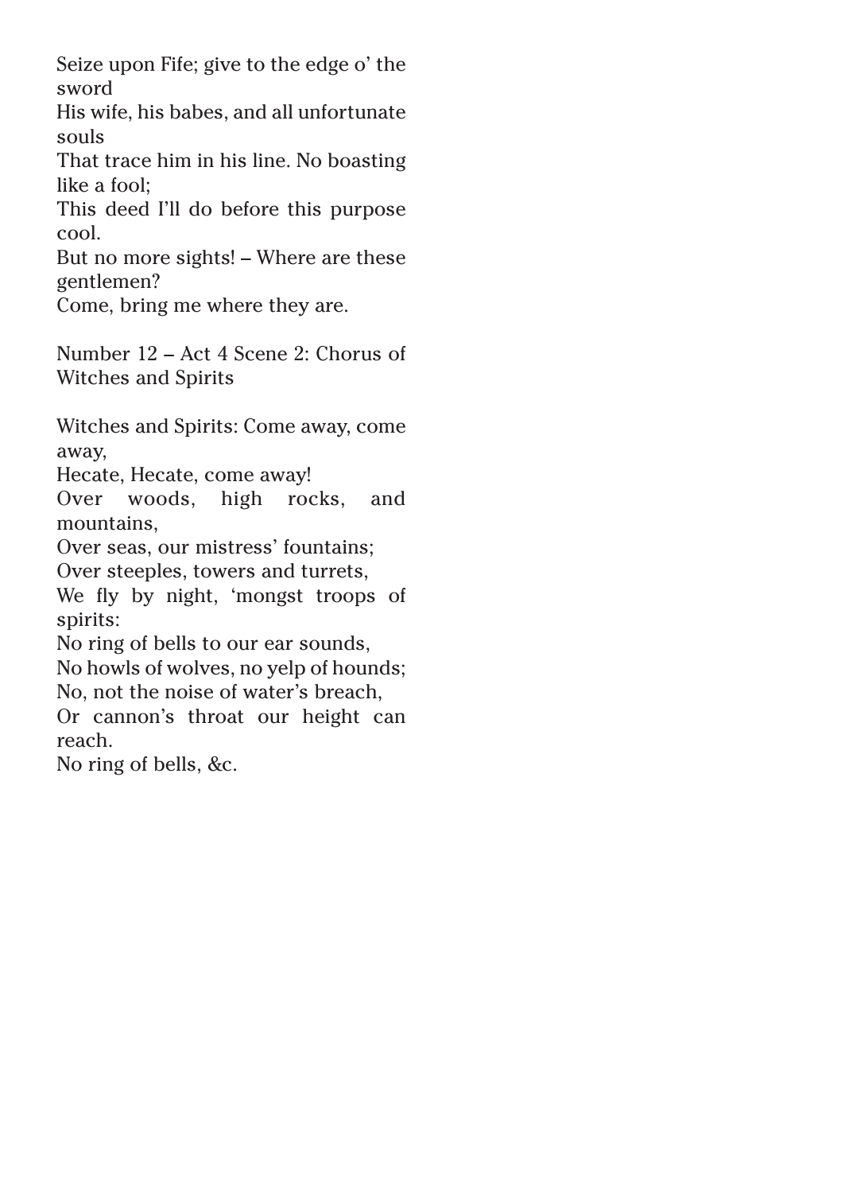Seize upon Fife; give to the edge o' the sword
His wife, his babes, and all unfortunate souls
That trace him in his line. No boasting like a fool;
This deed I'll do before this purpose cool.
But no more sights! – Where are these gentlemen?
Come, bring me where they are.

Number 12 – Act 4 Scene 2: Chorus of Witches and Spirits

Witches and Spirits: Come away, come away,
Hecate, Hecate, come away!
Over woods, high rocks, and mountains,
Over seas, our mistress' fountains;
Over steeples, towers and turrets,
We fly by night, 'mongst troops of spirits:
No ring of bells to our ear sounds,
No howls of wolves, no yelp of hounds;
No, not the noise of water's breach,
Or cannon's throat our height can reach.
No ring of bells, &c.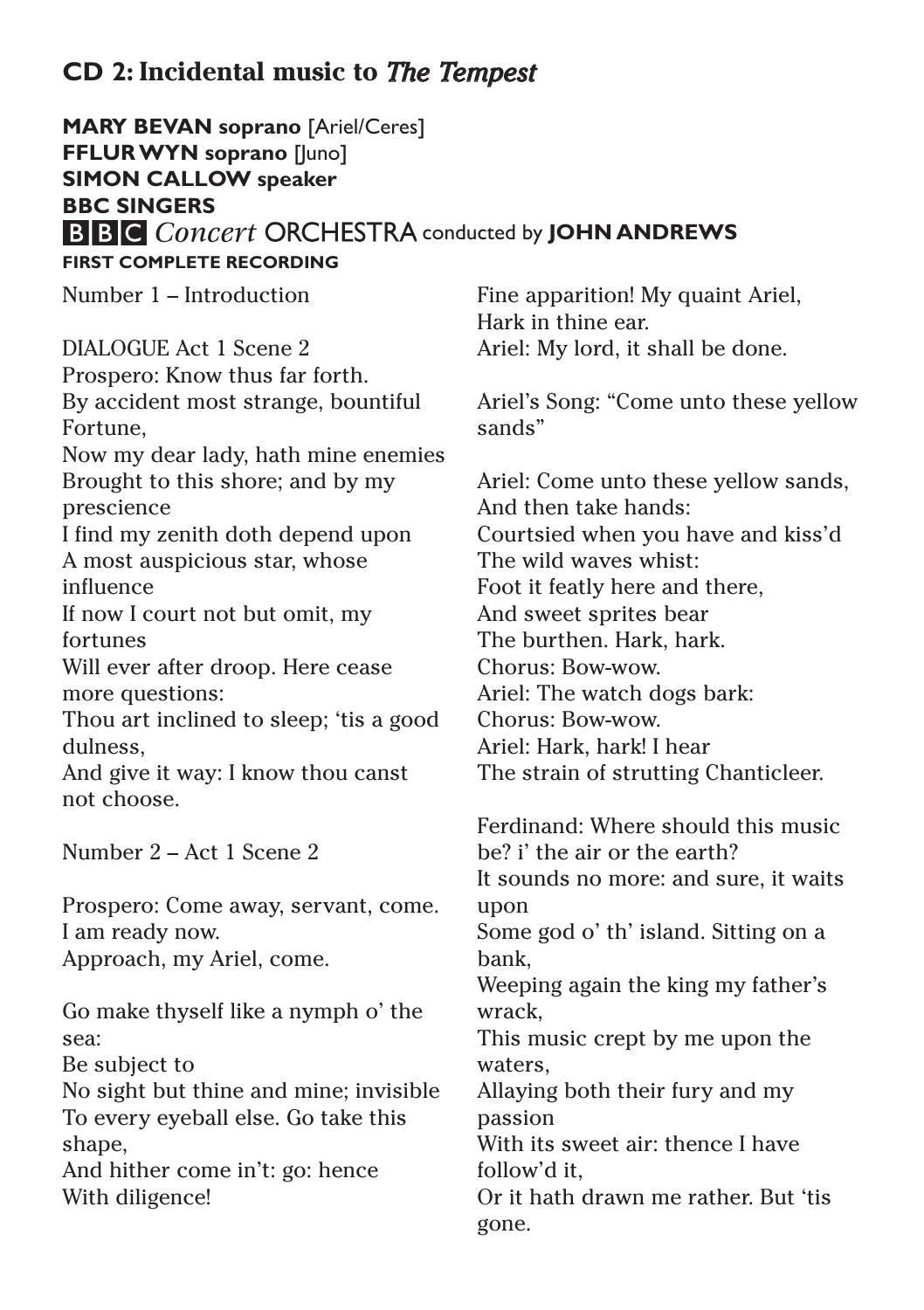## CD 2: Incidental music to *The Tempest*

**MARY BEVAN soprano** [Ariel/Ceres]
**FFLUR WYN soprano** [Juno]
**SIMON CALLOW speaker**
**BBC SINGERS**
**BBC** *Concert* **ORCHESTRA** conducted by **JOHN ANDREWS**
**FIRST COMPLETE RECORDING**

Number 1 – Introduction

DIALOGUE Act 1 Scene 2
Prospero: Know thus far forth.
By accident most strange, bountiful Fortune,
Now my dear lady, hath mine enemies
Brought to this shore; and by my prescience
I find my zenith doth depend upon
A most auspicious star, whose influence
If now I court not but omit, my fortunes
Will ever after droop. Here cease more questions:
Thou art inclined to sleep; 'tis a good dulness,
And give it way: I know thou canst not choose.

Number 2 – Act 1 Scene 2

Prospero: Come away, servant, come.
I am ready now.
Approach, my Ariel, come.

Go make thyself like a nymph o' the sea:
Be subject to
No sight but thine and mine; invisible
To every eyeball else. Go take this shape,
And hither come in't: go: hence
With diligence!

Fine apparition! My quaint Ariel,
Hark in thine ear.
Ariel: My lord, it shall be done.

Ariel's Song: "Come unto these yellow sands"

Ariel: Come unto these yellow sands,
And then take hands:
Courtsied when you have and kiss'd
The wild waves whist:
Foot it featly here and there,
And sweet sprites bear
The burthen. Hark, hark.
Chorus: Bow-wow.
Ariel: The watch dogs bark:
Chorus: Bow-wow.
Ariel: Hark, hark! I hear
The strain of strutting Chanticleer.

Ferdinand: Where should this music be? i' the air or the earth?
It sounds no more: and sure, it waits upon
Some god o' th' island. Sitting on a bank,
Weeping again the king my father's wrack,
This music crept by me upon the waters,
Allaying both their fury and my passion
With its sweet air: thence I have follow'd it,
Or it hath drawn me rather. But 'tis gone.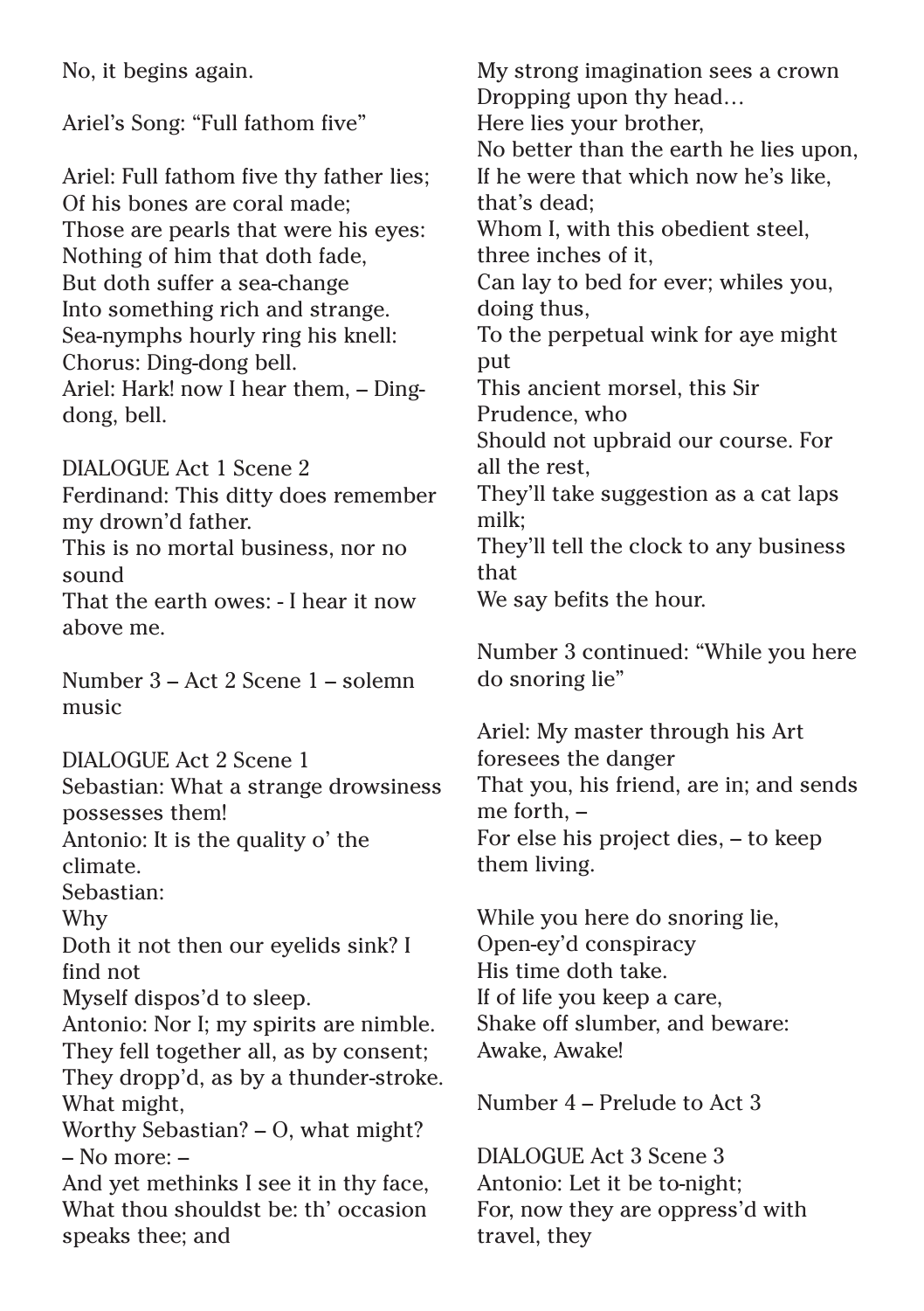No, it begins again.

Ariel's Song: "Full fathom five"

Ariel: Full fathom five thy father lies;
Of his bones are coral made;
Those are pearls that were his eyes:
Nothing of him that doth fade,
But doth suffer a sea-change
Into something rich and strange.
Sea-nymphs hourly ring his knell:
Chorus: Ding-dong bell.
Ariel: Hark! now I hear them, – Ding-dong, bell.

DIALOGUE Act 1 Scene 2
Ferdinand: This ditty does remember my drown'd father.
This is no mortal business, nor no sound
That the earth owes: - I hear it now above me.

Number 3 – Act 2 Scene 1 – solemn music

DIALOGUE Act 2 Scene 1
Sebastian: What a strange drowsiness possesses them!
Antonio: It is the quality o' the climate.
Sebastian:
Why
Doth it not then our eyelids sink? I find not
Myself dispos'd to sleep.
Antonio: Nor I; my spirits are nimble.
They fell together all, as by consent;
They dropp'd, as by a thunder-stroke.
What might,
Worthy Sebastian? – O, what might? – No more: –
And yet methinks I see it in thy face,
What thou shouldst be: th' occasion speaks thee; and
My strong imagination sees a crown
Dropping upon thy head…
Here lies your brother,
No better than the earth he lies upon,
If he were that which now he's like, that's dead;
Whom I, with this obedient steel, three inches of it,
Can lay to bed for ever; whiles you, doing thus,
To the perpetual wink for aye might put
This ancient morsel, this Sir Prudence, who
Should not upbraid our course. For all the rest,
They'll take suggestion as a cat laps milk;
They'll tell the clock to any business that
We say befits the hour.

Number 3 continued: "While you here do snoring lie"

Ariel: My master through his Art foresees the danger
That you, his friend, are in; and sends me forth, –
For else his project dies, – to keep them living.

While you here do snoring lie,
Open-ey'd conspiracy
His time doth take.
If of life you keep a care,
Shake off slumber, and beware:
Awake, Awake!

Number 4 – Prelude to Act 3

DIALOGUE Act 3 Scene 3
Antonio: Let it be to-night;
For, now they are oppress'd with travel, they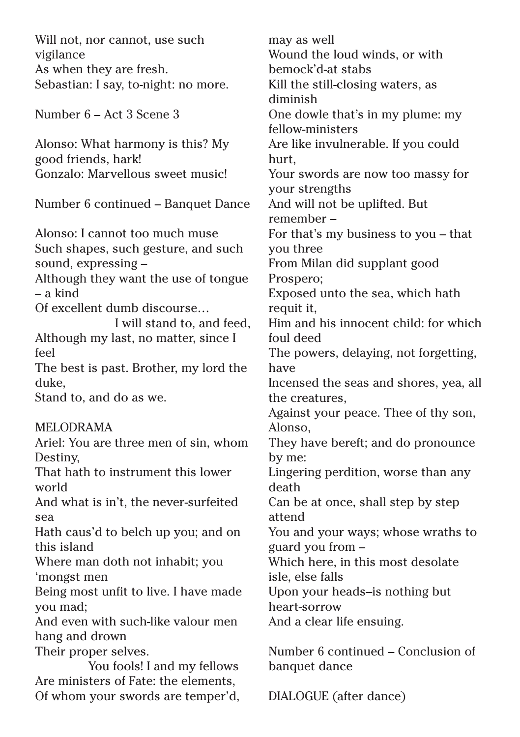Will not, nor cannot, use such vigilance
As when they are fresh.
Sebastian: I say, to-night: no more.

Number 6 – Act 3 Scene 3

Alonso: What harmony is this? My good friends, hark!
Gonzalo: Marvellous sweet music!

Number 6 continued – Banquet Dance

Alonso: I cannot too much muse
Such shapes, such gesture, and such sound, expressing –
Although they want the use of tongue – a kind
Of excellent dumb discourse…
I will stand to, and feed,
Although my last, no matter, since I feel
The best is past. Brother, my lord the duke,
Stand to, and do as we.

MELODRAMA

Ariel: You are three men of sin, whom Destiny,
That hath to instrument this lower world
And what is in't, the never-surfeited sea
Hath caus'd to belch up you; and on this island
Where man doth not inhabit; you 'mongst men
Being most unfit to live. I have made you mad;
And even with such-like valour men hang and drown
Their proper selves.
You fools! I and my fellows
Are ministers of Fate: the elements,
Of whom your swords are temper'd, may as well
Wound the loud winds, or with bemock'd-at stabs
Kill the still-closing waters, as diminish
One dowle that's in my plume: my fellow-ministers
Are like invulnerable. If you could hurt,
Your swords are now too massy for your strengths
And will not be uplifted. But remember –
For that's my business to you – that you three
From Milan did supplant good Prospero;
Exposed unto the sea, which hath requit it,
Him and his innocent child: for which foul deed
The powers, delaying, not forgetting, have
Incensed the seas and shores, yea, all the creatures,
Against your peace. Thee of thy son, Alonso,
They have bereft; and do pronounce by me:
Lingering perdition, worse than any death
Can be at once, shall step by step attend
You and your ways; whose wraths to guard you from –
Which here, in this most desolate isle, else falls
Upon your heads–is nothing but heart-sorrow
And a clear life ensuing.

Number 6 continued – Conclusion of banquet dance

DIALOGUE (after dance)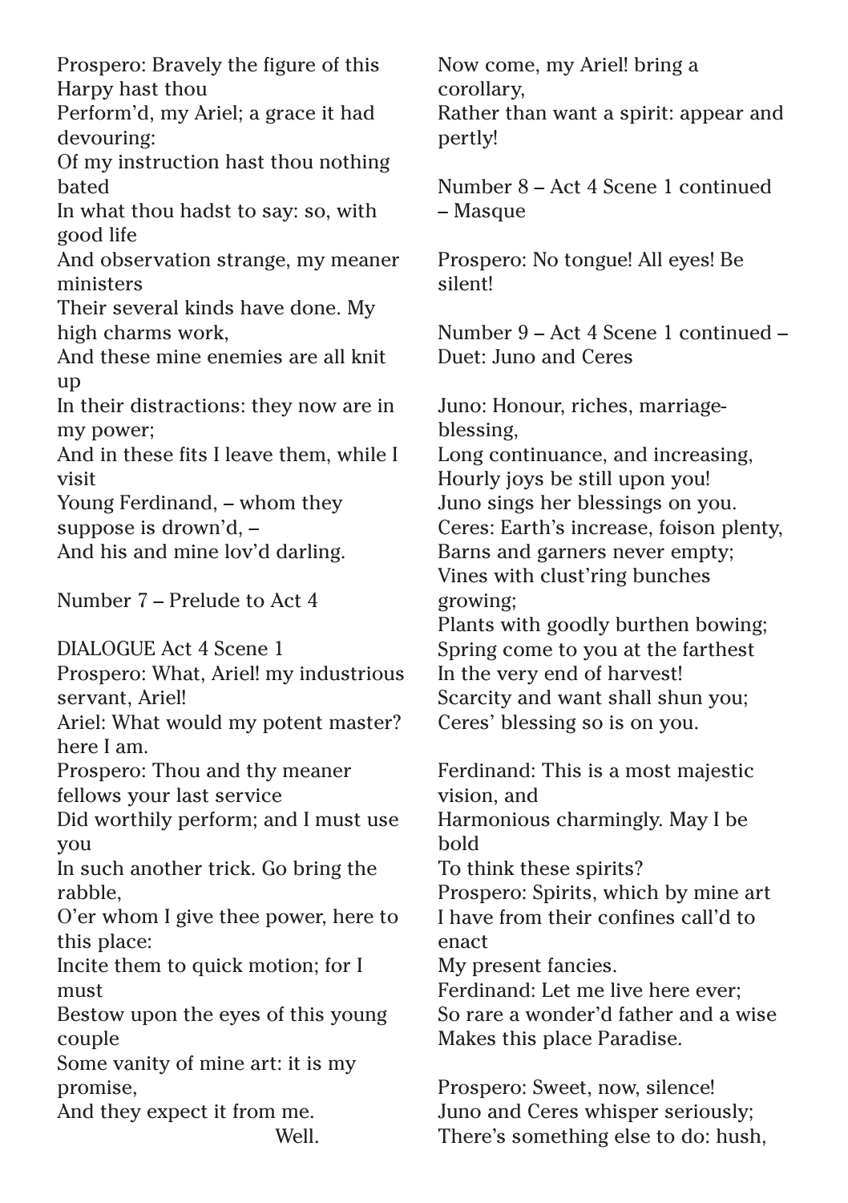Prospero: Bravely the figure of this Harpy hast thou
Perform'd, my Ariel; a grace it had devouring:
Of my instruction hast thou nothing bated
In what thou hadst to say: so, with good life
And observation strange, my meaner ministers
Their several kinds have done. My high charms work,
And these mine enemies are all knit up
In their distractions: they now are in my power;
And in these fits I leave them, while I visit
Young Ferdinand, – whom they suppose is drown'd, –
And his and mine lov'd darling.

Number 7 – Prelude to Act 4

DIALOGUE Act 4 Scene 1
Prospero: What, Ariel! my industrious servant, Ariel!
Ariel: What would my potent master? here I am.
Prospero: Thou and thy meaner fellows your last service
Did worthily perform; and I must use you
In such another trick. Go bring the rabble,
O'er whom I give thee power, here to this place:
Incite them to quick motion; for I must
Bestow upon the eyes of this young couple
Some vanity of mine art: it is my promise,
And they expect it from me.
Well.
Now come, my Ariel! bring a corollary,
Rather than want a spirit: appear and pertly!

Number 8 – Act 4 Scene 1 continued – Masque

Prospero: No tongue! All eyes! Be silent!

Number 9 – Act 4 Scene 1 continued – Duet: Juno and Ceres

Juno: Honour, riches, marriage-blessing,
Long continuance, and increasing,
Hourly joys be still upon you!
Juno sings her blessings on you.
Ceres: Earth's increase, foison plenty,
Barns and garners never empty;
Vines with clust'ring bunches growing;
Plants with goodly burthen bowing;
Spring come to you at the farthest
In the very end of harvest!
Scarcity and want shall shun you;
Ceres' blessing so is on you.

Ferdinand: This is a most majestic vision, and
Harmonious charmingly. May I be bold
To think these spirits?
Prospero: Spirits, which by mine art
I have from their confines call'd to enact
My present fancies.
Ferdinand: Let me live here ever;
So rare a wonder'd father and a wise
Makes this place Paradise.

Prospero: Sweet, now, silence!
Juno and Ceres whisper seriously;
There's something else to do: hush,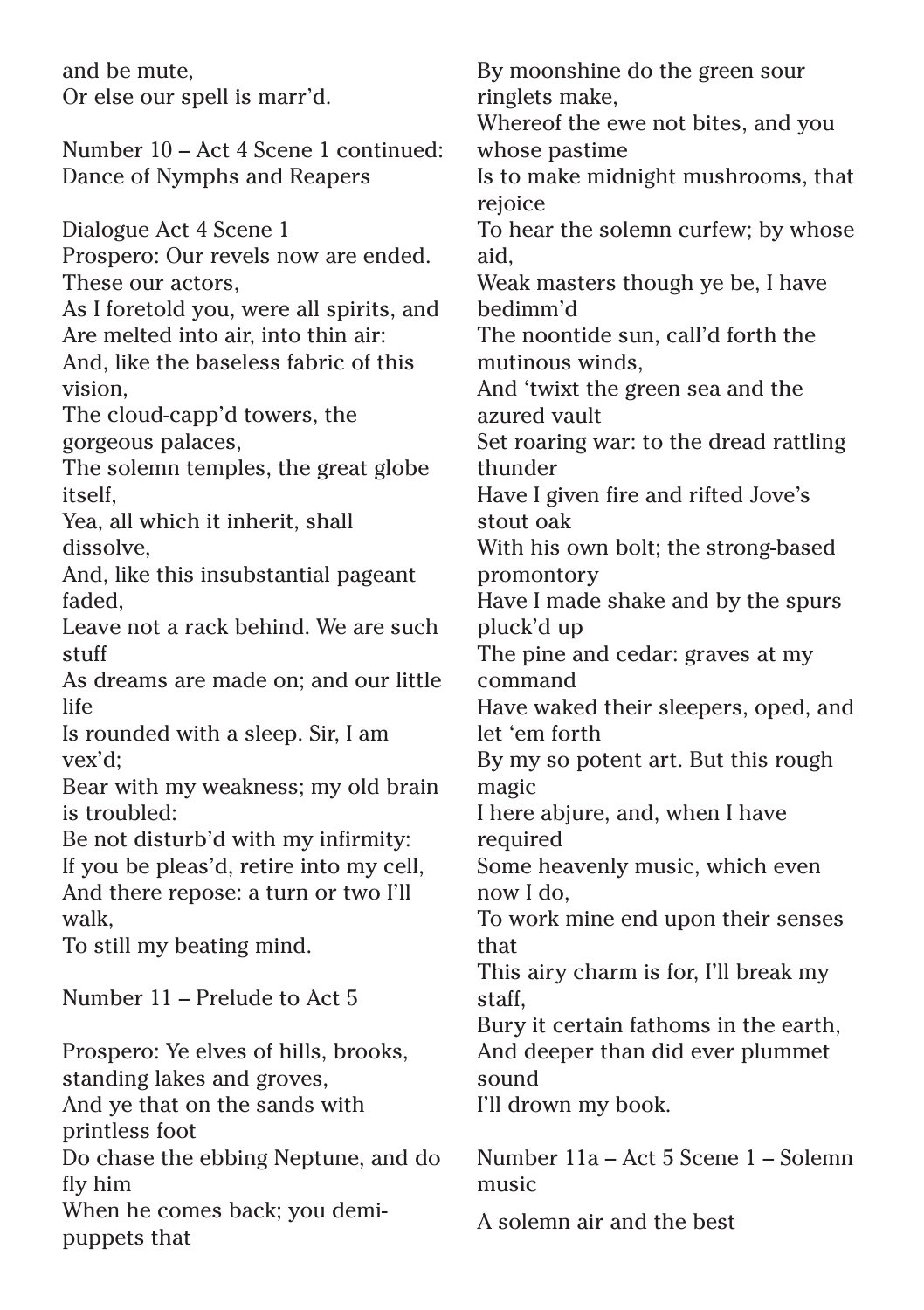and be mute,
Or else our spell is marr'd.

Number 10 – Act 4 Scene 1 continued: Dance of Nymphs and Reapers

Dialogue Act 4 Scene 1
Prospero: Our revels now are ended. These our actors,
As I foretold you, were all spirits, and
Are melted into air, into thin air:
And, like the baseless fabric of this vision,
The cloud-capp'd towers, the gorgeous palaces,
The solemn temples, the great globe itself,
Yea, all which it inherit, shall dissolve,
And, like this insubstantial pageant faded,
Leave not a rack behind. We are such stuff
As dreams are made on; and our little life
Is rounded with a sleep. Sir, I am vex'd;
Bear with my weakness; my old brain is troubled:
Be not disturb'd with my infirmity:
If you be pleas'd, retire into my cell,
And there repose: a turn or two I'll walk,
To still my beating mind.

Number 11 – Prelude to Act 5

Prospero: Ye elves of hills, brooks, standing lakes and groves,
And ye that on the sands with printless foot
Do chase the ebbing Neptune, and do fly him
When he comes back; you demi-puppets that
By moonshine do the green sour ringlets make,
Whereof the ewe not bites, and you whose pastime
Is to make midnight mushrooms, that rejoice
To hear the solemn curfew; by whose aid,
Weak masters though ye be, I have bedimm'd
The noontide sun, call'd forth the mutinous winds,
And 'twixt the green sea and the azured vault
Set roaring war: to the dread rattling thunder
Have I given fire and rifted Jove's stout oak
With his own bolt; the strong-based promontory
Have I made shake and by the spurs pluck'd up
The pine and cedar: graves at my command
Have waked their sleepers, oped, and let 'em forth
By my so potent art. But this rough magic
I here abjure, and, when I have required
Some heavenly music, which even now I do,
To work mine end upon their senses that
This airy charm is for, I'll break my staff,
Bury it certain fathoms in the earth,
And deeper than did ever plummet sound
I'll drown my book.

Number 11a – Act 5 Scene 1 – Solemn music

A solemn air and the best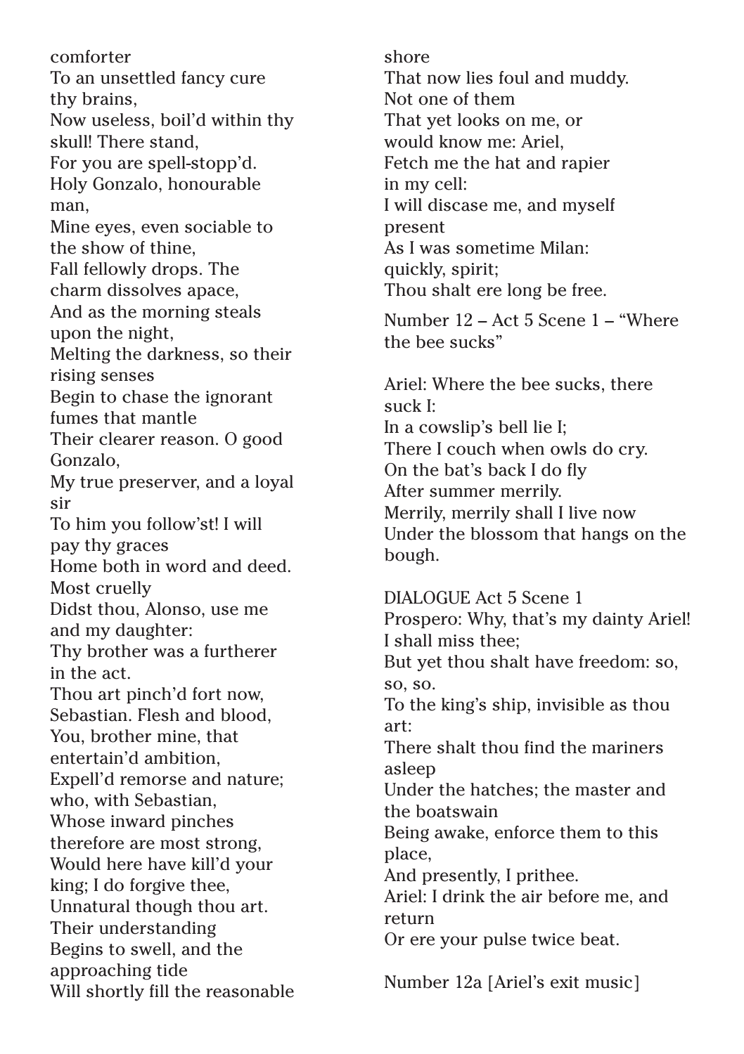comforter
To an unsettled fancy cure thy brains,
Now useless, boil'd within thy skull! There stand,
For you are spell-stopp'd.
Holy Gonzalo, honourable man,
Mine eyes, even sociable to the show of thine,
Fall fellowly drops. The charm dissolves apace,
And as the morning steals upon the night,
Melting the darkness, so their rising senses
Begin to chase the ignorant fumes that mantle
Their clearer reason. O good Gonzalo,
My true preserver, and a loyal sir
To him you follow'st! I will pay thy graces
Home both in word and deed. Most cruelly
Didst thou, Alonso, use me and my daughter:
Thy brother was a furtherer in the act.
Thou art pinch'd fort now, Sebastian. Flesh and blood,
You, brother mine, that entertain'd ambition,
Expell'd remorse and nature; who, with Sebastian,
Whose inward pinches therefore are most strong,
Would here have kill'd your king; I do forgive thee,
Unnatural though thou art. Their understanding
Begins to swell, and the approaching tide
Will shortly fill the reasonable shore
That now lies foul and muddy. Not one of them
That yet looks on me, or would know me: Ariel,
Fetch me the hat and rapier in my cell:
I will discase me, and myself present
As I was sometime Milan: quickly, spirit;
Thou shalt ere long be free.

Number 12 – Act 5 Scene 1 – "Where the bee sucks"

Ariel: Where the bee sucks, there suck I:
In a cowslip's bell lie I;
There I couch when owls do cry.
On the bat's back I do fly
After summer merrily.
Merrily, merrily shall I live now
Under the blossom that hangs on the bough.

DIALOGUE Act 5 Scene 1
Prospero: Why, that's my dainty Ariel! I shall miss thee;
But yet thou shalt have freedom: so, so, so.
To the king's ship, invisible as thou art:
There shalt thou find the mariners asleep
Under the hatches; the master and the boatswain
Being awake, enforce them to this place,
And presently, I prithee.
Ariel: I drink the air before me, and return
Or ere your pulse twice beat.

Number 12a [Ariel's exit music]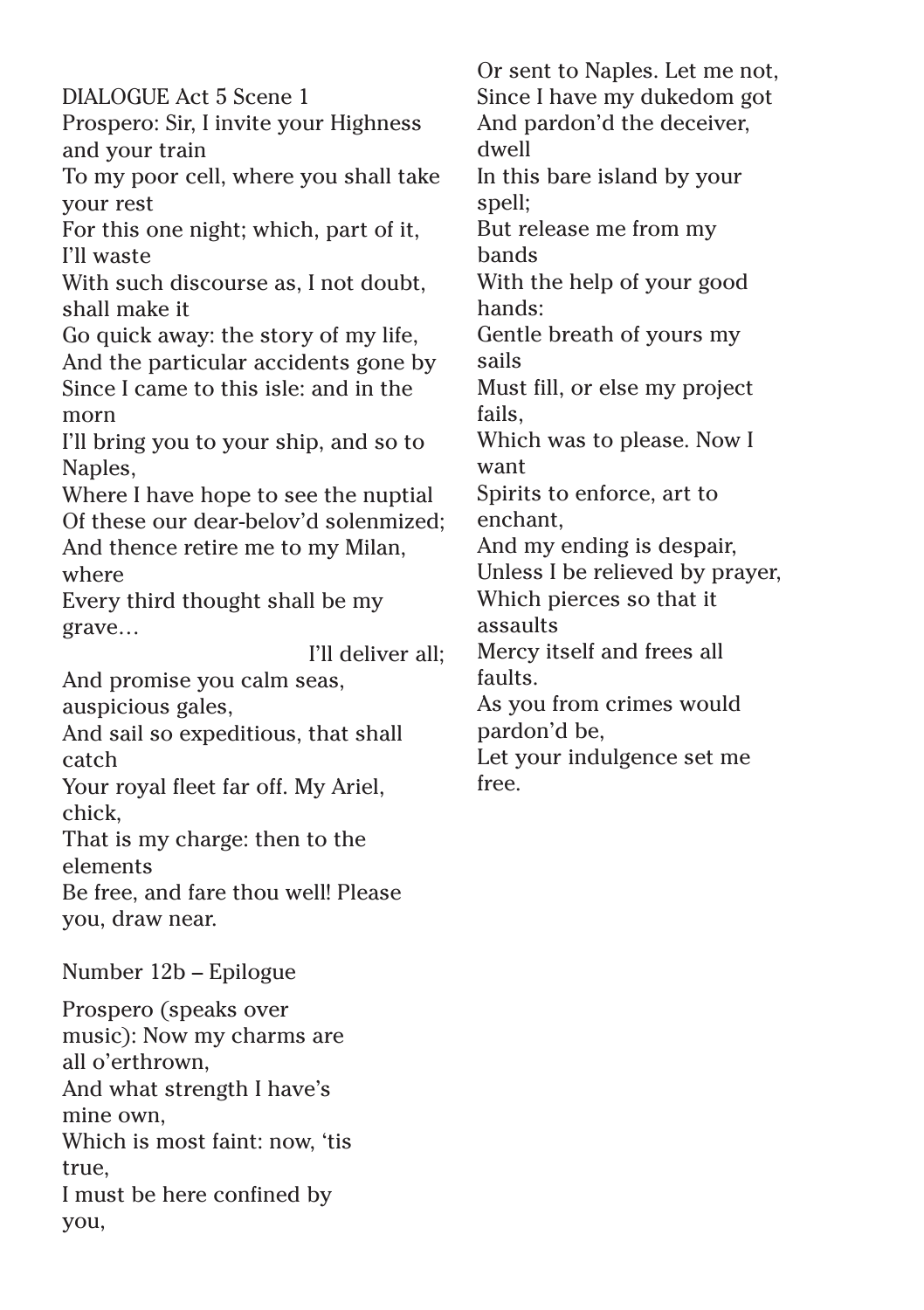DIALOGUE Act 5 Scene 1

Prospero: Sir, I invite your Highness and your train
To my poor cell, where you shall take your rest
For this one night; which, part of it, I'll waste
With such discourse as, I not doubt, shall make it
Go quick away: the story of my life,
And the particular accidents gone by
Since I came to this isle: and in the morn
I'll bring you to your ship, and so to Naples,
Where I have hope to see the nuptial
Of these our dear-belov'd solenmized;
And thence retire me to my Milan, where
Every third thought shall be my grave…
I'll deliver all;
And promise you calm seas, auspicious gales,
And sail so expeditious, that shall catch
Your royal fleet far off. My Ariel, chick,
That is my charge: then to the elements
Be free, and fare thou well! Please you, draw near.

Number 12b – Epilogue

Prospero (speaks over music): Now my charms are all o'erthrown,
And what strength I have's mine own,
Which is most faint: now, 'tis true,
I must be here confined by you,
Or sent to Naples. Let me not,
Since I have my dukedom got
And pardon'd the deceiver, dwell
In this bare island by your spell;
But release me from my bands
With the help of your good hands:
Gentle breath of yours my sails
Must fill, or else my project fails,
Which was to please. Now I want
Spirits to enforce, art to enchant,
And my ending is despair,
Unless I be relieved by prayer,
Which pierces so that it assaults
Mercy itself and frees all faults.
As you from crimes would pardon'd be,
Let your indulgence set me free.